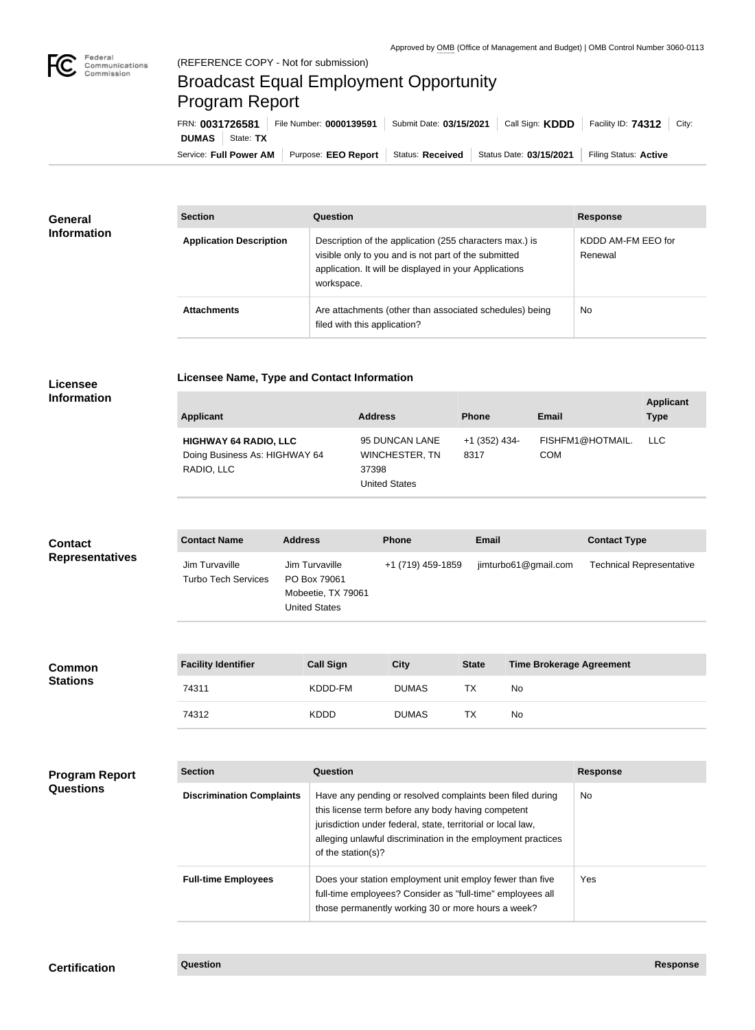Approved by OMB (Office of Management and Budget) | OMB Control Number 3060-0113

(REFERENCE COPY - Not for submission)

# Broadcast Equal Employment Opportunity Program Report

FRN: **0031726581** | File Number: **0000139591** | Submit Date: **03/15/2021** | Call Sign: **KDDD** | Facility ID: **74312** | City: **DUMAS** | State: **TX**

Service: **Full Power AM** | Purpose: **EEO Report** | Status: **Received** | Status Date: **03/15/2021** | Filing Status: **Active**

## General Information

| Section | Question | Response |
| --- | --- | --- |
| **Application Description** | Description of the application (255 characters max.) is visible only to you and is not part of the submitted application. It will be displayed in your Applications workspace. | KDDD AM-FM EEO for Renewal |
| **Attachments** | Are attachments (other than associated schedules) being filed with this application? | No |

## Licensee Information

**Licensee Name, Type and Contact Information**

| Applicant | Address | Phone | Email | Applicant Type |
| --- | --- | --- | --- | --- |
| **HIGHWAY 64 RADIO, LLC** Doing Business As: HIGHWAY 64 RADIO, LLC | 95 DUNCAN LANE WINCHESTER, TN 37398 United States | +1 (352) 434-8317 | FISHFM1@HOTMAIL.COM | LLC |

## Contact Representatives

| Contact Name | Address | Phone | Email | Contact Type |
| --- | --- | --- | --- | --- |
| Jim Turvaville Turbo Tech Services | Jim Turvaville PO Box 79061 Mobeetie, TX 79061 United States | +1 (719) 459-1859 | jimturbo61@gmail.com | Technical Representative |

## Common Stations

| Facility Identifier | Call Sign | City | State | Time Brokerage Agreement |
| --- | --- | --- | --- | --- |
| 74311 | KDDD-FM | DUMAS | TX | No |
| 74312 | KDDD | DUMAS | TX | No |

## Program Report Questions

| Section | Question | Response |
| --- | --- | --- |
| **Discrimination Complaints** | Have any pending or resolved complaints been filed during this license term before any body having competent jurisdiction under federal, state, territorial or local law, alleging unlawful discrimination in the employment practices of the station(s)? | No |
| **Full-time Employees** | Does your station employment unit employ fewer than five full-time employees? Consider as "full-time" employees all those permanently working 30 or more hours a week? | Yes |

## Certification

| Question | Response |
| --- | --- |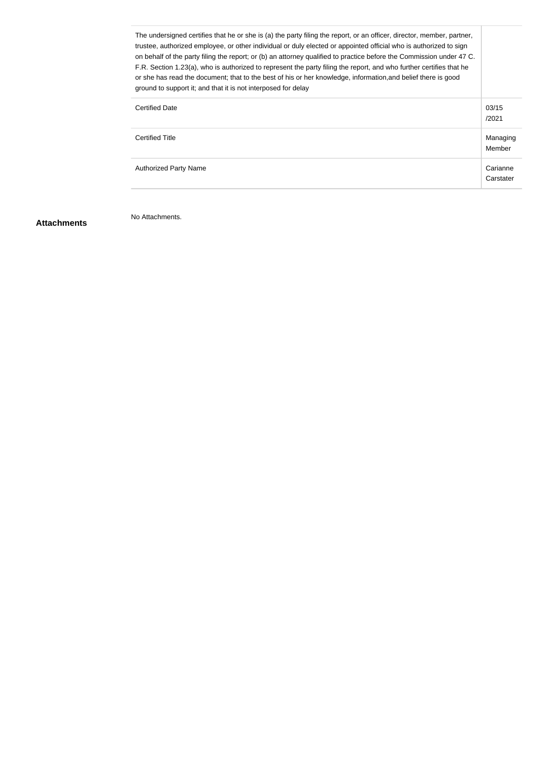| | |
|---|---|
| The undersigned certifies that he or she is (a) the party filing the report, or an officer, director, member, partner, trustee, authorized employee, or other individual or duly elected or appointed official who is authorized to sign on behalf of the party filing the report; or (b) an attorney qualified to practice before the Commission under 47 C.F.R. Section 1.23(a), who is authorized to represent the party filing the report, and who further certifies that he or she has read the document; that to the best of his or her knowledge, information,and belief there is good ground to support it; and that it is not interposed for delay | |
| Certified Date | 03/15/2021 |
| Certified Title | Managing Member |
| Authorized Party Name | Carianne Carstater |

**Attachments**

No Attachments.